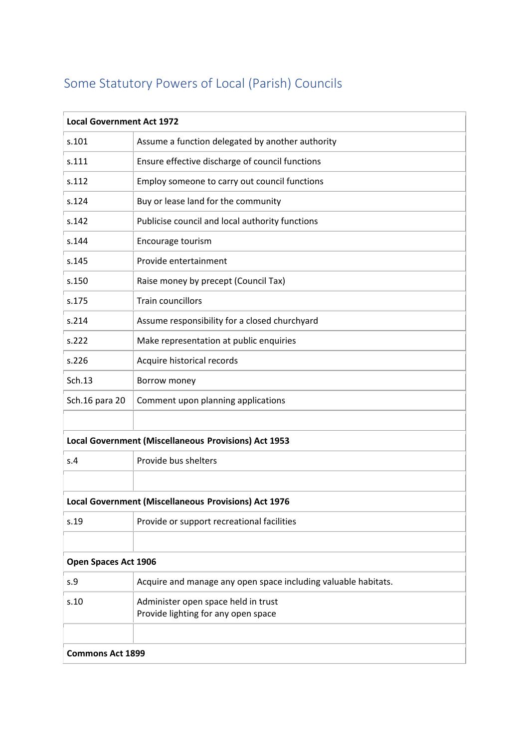## Some Statutory Powers of Local (Parish) Councils

| **Local Government Act 1972** | |
|---|---|
| s.101 | Assume a function delegated by another authority |
| s.111 | Ensure effective discharge of council functions |
| s.112 | Employ someone to carry out council functions |
| s.124 | Buy or lease land for the community |
| s.142 | Publicise council and local authority functions |
| s.144 | Encourage tourism |
| s.145 | Provide entertainment |
| s.150 | Raise money by precept (Council Tax) |
| s.175 | Train councillors |
| s.214 | Assume responsibility for a closed churchyard |
| s.222 | Make representation at public enquiries |
| s.226 | Acquire historical records |
| Sch.13 | Borrow money |
| Sch.16 para 20 | Comment upon planning applications |
| | |
| **Local Government (Miscellaneous Provisions) Act 1953** | |
| s.4 | Provide bus shelters |
| | |
| **Local Government (Miscellaneous Provisions) Act 1976** | |
| s.19 | Provide or support recreational facilities |
| | |
| **Open Spaces Act 1906** | |
| s.9 | Acquire and manage any open space including valuable habitats. |
| s.10 | Administer open space held in trust<br>Provide lighting for any open space |
| | |
| **Commons Act 1899** | |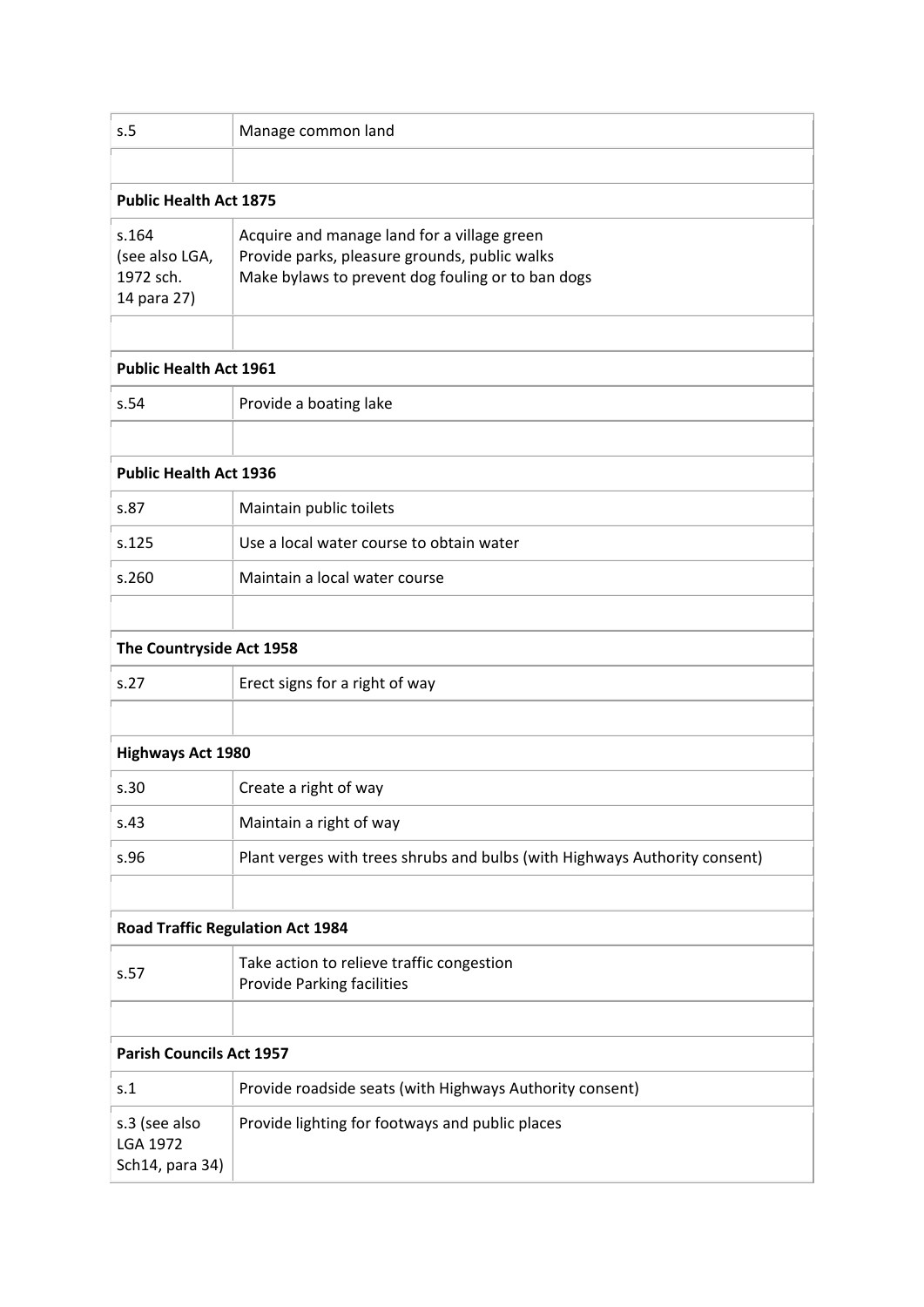| | |
|---|---|
| s.5 | Manage common land |
| | |
| **Public Health Act 1875** | |
| s.164 (see also LGA, 1972 sch. 14 para 27) | Acquire and manage land for a village green<br>Provide parks, pleasure grounds, public walks<br>Make bylaws to prevent dog fouling or to ban dogs |
| | |
| **Public Health Act 1961** | |
| s.54 | Provide a boating lake |
| | |
| **Public Health Act 1936** | |
| s.87 | Maintain public toilets |
| s.125 | Use a local water course to obtain water |
| s.260 | Maintain a local water course |
| | |
| **The Countryside Act 1958** | |
| s.27 | Erect signs for a right of way |
| | |
| **Highways Act 1980** | |
| s.30 | Create a right of way |
| s.43 | Maintain a right of way |
| s.96 | Plant verges with trees shrubs and bulbs (with Highways Authority consent) |
| | |
| **Road Traffic Regulation Act 1984** | |
| s.57 | Take action to relieve traffic congestion<br>Provide Parking facilities |
| | |
| **Parish Councils Act 1957** | |
| s.1 | Provide roadside seats (with Highways Authority consent) |
| s.3 (see also LGA 1972 Sch14, para 34) | Provide lighting for footways and public places |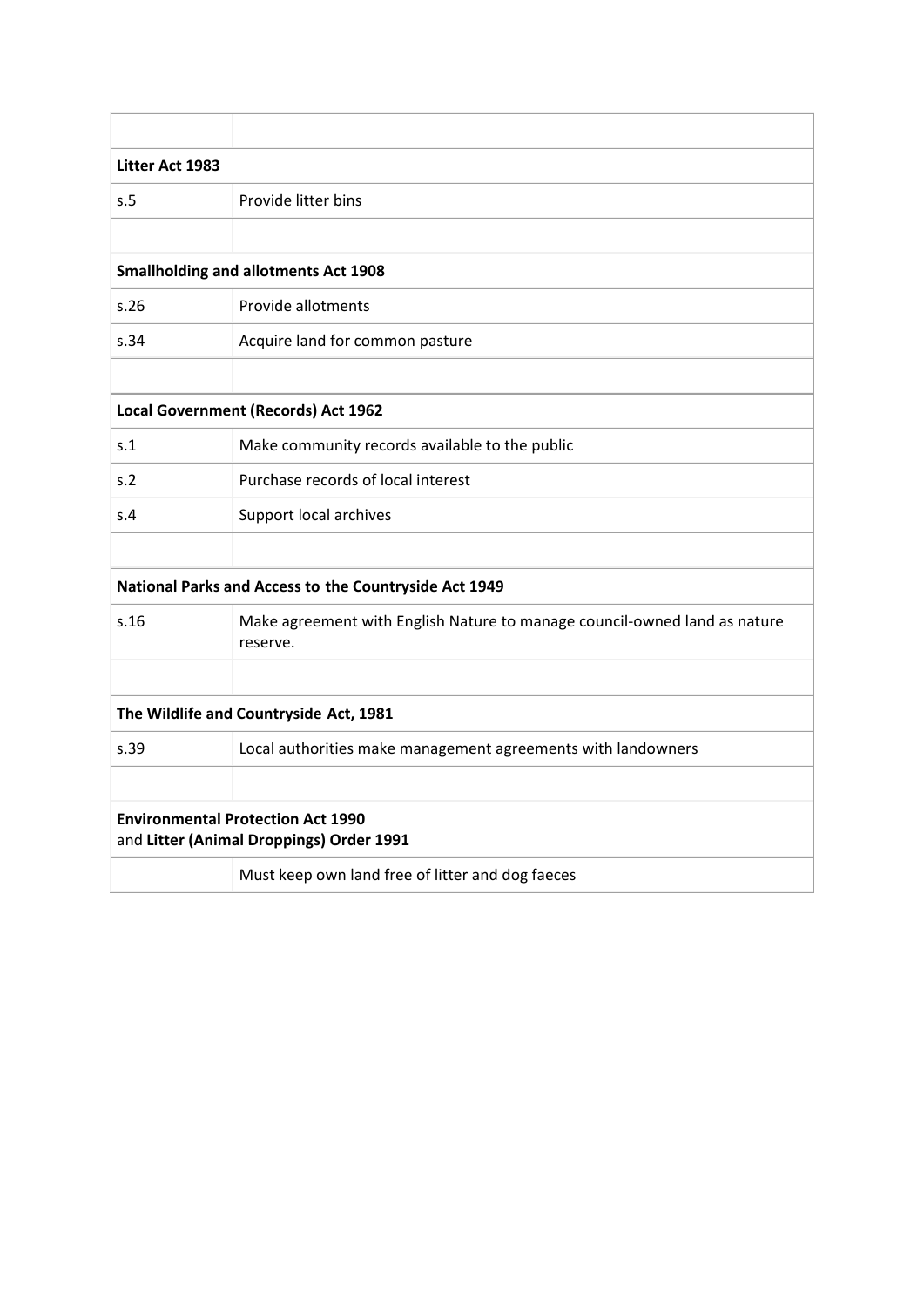| | |
|---|---|
| | |
| **Litter Act 1983** | |
| s.5 | Provide litter bins |
| | |
| **Smallholding and allotments Act 1908** | |
| s.26 | Provide allotments |
| s.34 | Acquire land for common pasture |
| | |
| **Local Government (Records) Act 1962** | |
| s.1 | Make community records available to the public |
| s.2 | Purchase records of local interest |
| s.4 | Support local archives |
| | |
| **National Parks and Access to the Countryside Act 1949** | |
| s.16 | Make agreement with English Nature to manage council-owned land as nature reserve. |
| | |
| **The Wildlife and Countryside Act, 1981** | |
| s.39 | Local authorities make management agreements with landowners |
| | |
| **Environmental Protection Act 1990** and **Litter (Animal Droppings) Order 1991** | |
| | Must keep own land free of litter and dog faeces |